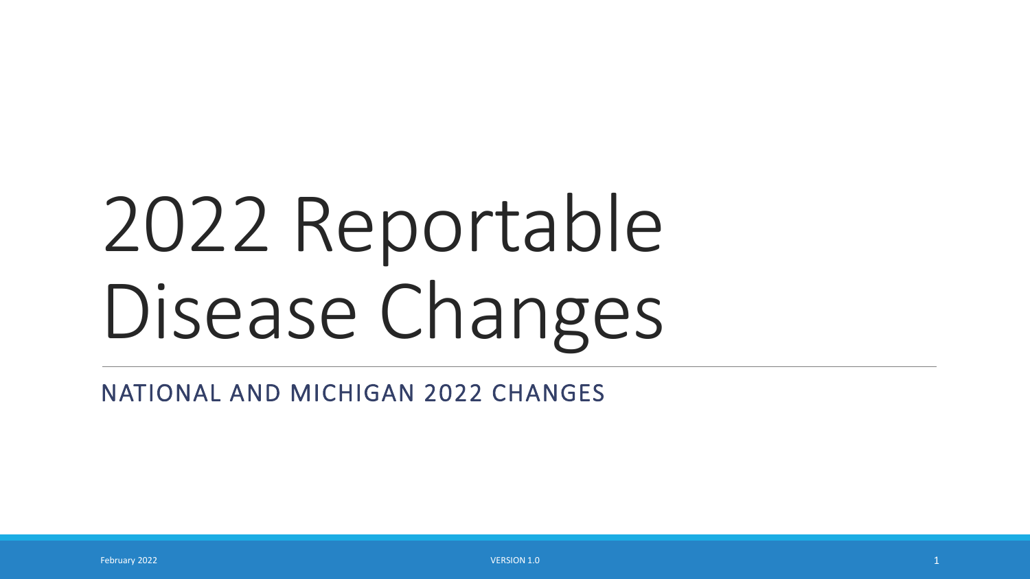# 2022 Reportable Disease Changes

NATIONAL AND MICHIGAN 2022 CHANGES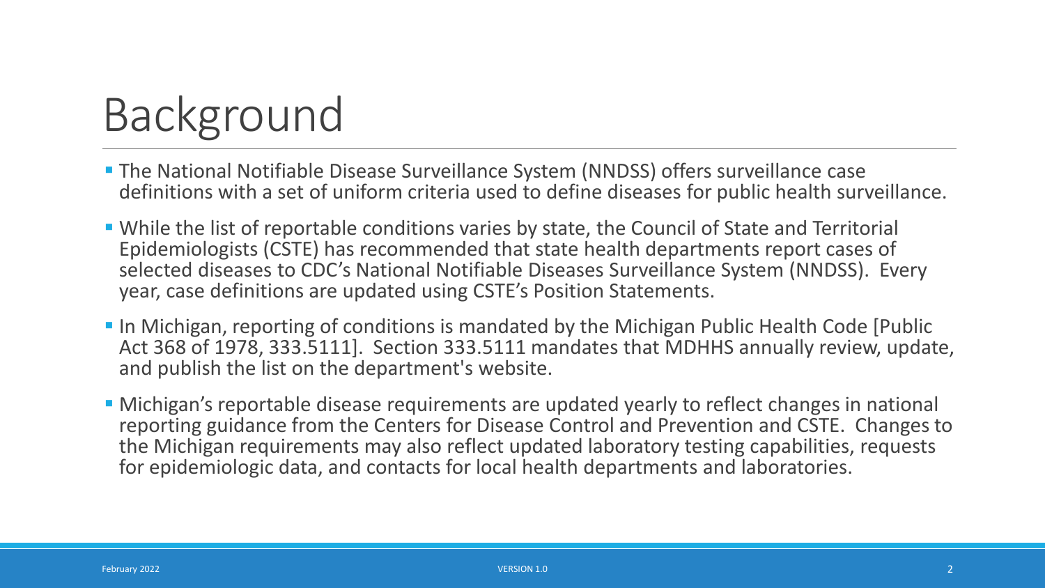# Background

- The National Notifiable Disease Surveillance System (NNDSS) offers surveillance case definitions with a set of uniform criteria used to define diseases for public health surveillance.
- While the list of reportable conditions varies by state, the Council of State and Territorial Epidemiologists (CSTE) has recommended that state health departments report cases of selected diseases to CDC's National Notifiable Diseases Surveillance System (NNDSS). Every year, case definitions are updated using CSTE's Position Statements.
- In Michigan, reporting of conditions is mandated by the Michigan Public Health Code [Public Act 368 of 1978, 333.5111]. Section 333.5111 mandates that MDHHS annually review, update, and publish the list on the department's website.
- Michigan's reportable disease requirements are updated yearly to reflect changes in national reporting guidance from the Centers for Disease Control and Prevention and CSTE. Changes to the Michigan requirements may also reflect updated laboratory testing capabilities, requests for epidemiologic data, and contacts for local health departments and laboratories.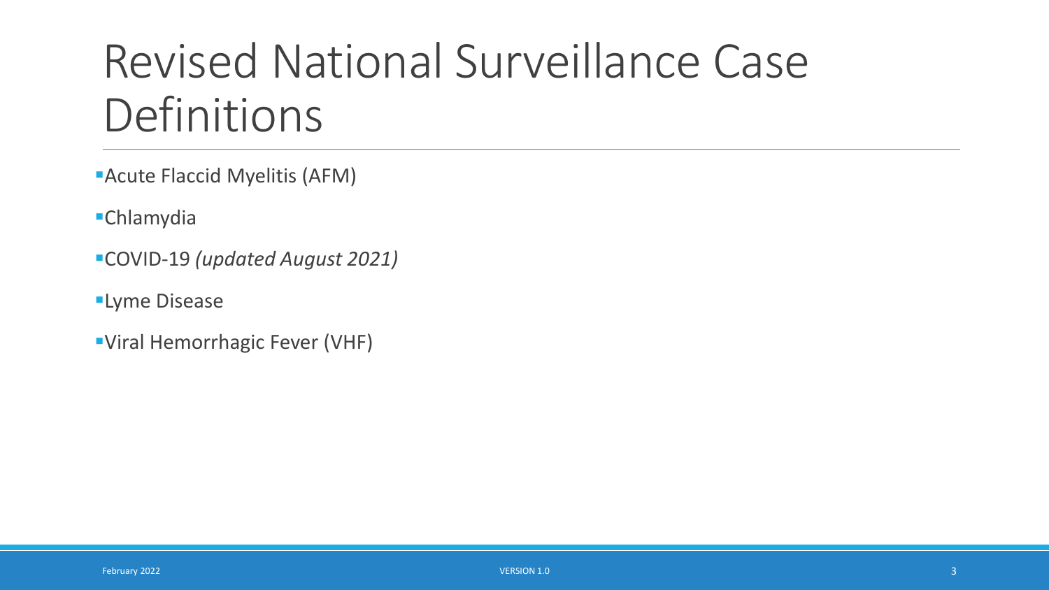# Revised National Surveillance Case Definitions

- Acute Flaccid Myelitis (AFM)
- Chlamydia
- COVID-19 *(updated August 2021)*
- Lyme Disease
- Viral Hemorrhagic Fever (VHF)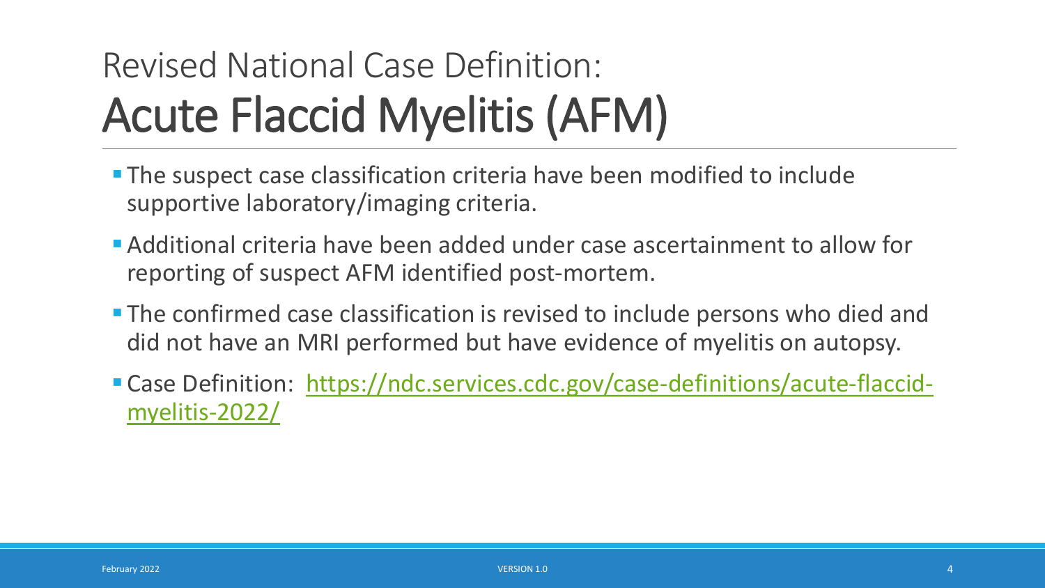# Revised National Case Definition: Acute Flaccid Myelitis (AFM)

- The suspect case classification criteria have been modified to include supportive laboratory/imaging criteria.
- Additional criteria have been added under case ascertainment to allow for reporting of suspect AFM identified post-mortem.
- The confirmed case classification is revised to include persons who died and did not have an MRI performed but have evidence of myelitis on autopsy.
- Case Definition: [https://ndc.services.cdc.gov/case-definitions/acute-flaccid-myelitis-2022/](https://ndc.services.cdc.gov/case-definitions/acute-flaccid-myelitis-2022/)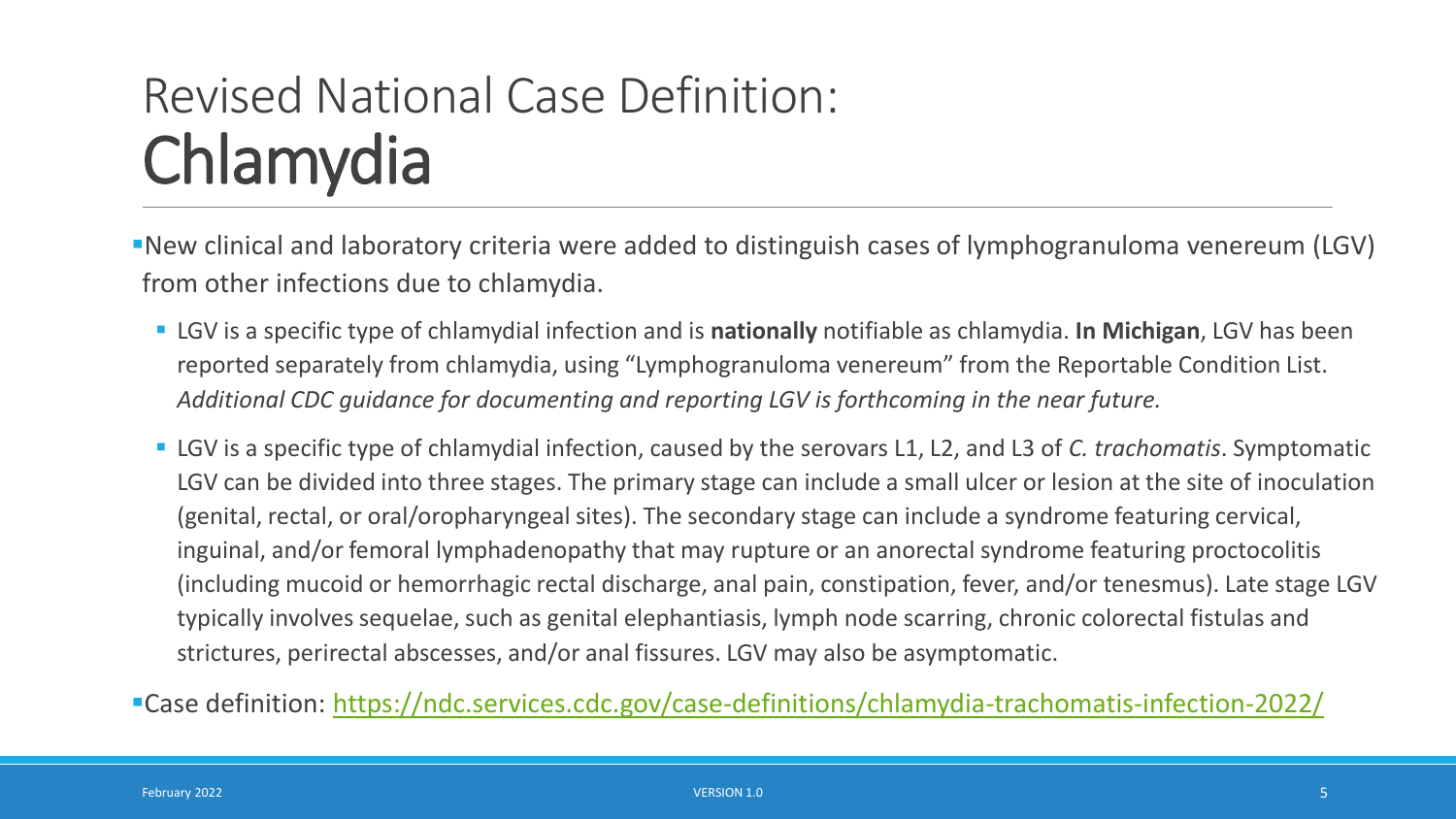# Revised National Case Definition: Chlamydia

- New clinical and laboratory criteria were added to distinguish cases of lymphogranuloma venereum (LGV) from other infections due to chlamydia.
  - LGV is a specific type of chlamydial infection and is **nationally** notifiable as chlamydia. **In Michigan**, LGV has been reported separately from chlamydia, using "Lymphogranuloma venereum" from the Reportable Condition List. *Additional CDC guidance for documenting and reporting LGV is forthcoming in the near future.*
  - LGV is a specific type of chlamydial infection, caused by the serovars L1, L2, and L3 of *C. trachomatis*. Symptomatic LGV can be divided into three stages. The primary stage can include a small ulcer or lesion at the site of inoculation (genital, rectal, or oral/oropharyngeal sites). The secondary stage can include a syndrome featuring cervical, inguinal, and/or femoral lymphadenopathy that may rupture or an anorectal syndrome featuring proctocolitis (including mucoid or hemorrhagic rectal discharge, anal pain, constipation, fever, and/or tenesmus). Late stage LGV typically involves sequelae, such as genital elephantiasis, lymph node scarring, chronic colorectal fistulas and strictures, perirectal abscesses, and/or anal fissures. LGV may also be asymptomatic.
- Case definition: [https://ndc.services.cdc.gov/case-definitions/chlamydia-trachomatis-infection-2022/](https://ndc.services.cdc.gov/case-definitions/chlamydia-trachomatis-infection-2022/)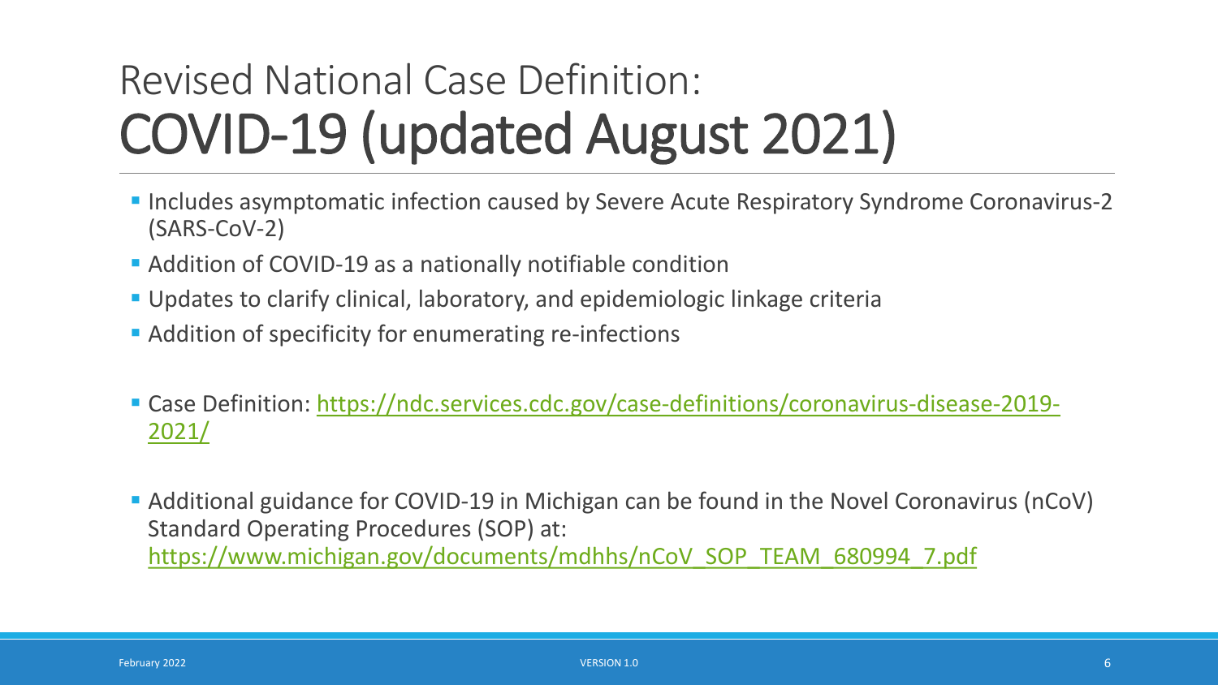# Revised National Case Definition: COVID-19 (updated August 2021)

- Includes asymptomatic infection caused by Severe Acute Respiratory Syndrome Coronavirus-2 (SARS-CoV-2)
- Addition of COVID-19 as a nationally notifiable condition
- Updates to clarify clinical, laboratory, and epidemiologic linkage criteria
- Addition of specificity for enumerating re-infections

- Case Definition: https://ndc.services.cdc.gov/case-definitions/coronavirus-disease-2019-2021/

- Additional guidance for COVID-19 in Michigan can be found in the Novel Coronavirus (nCoV) Standard Operating Procedures (SOP) at: https://www.michigan.gov/documents/mdhhs/nCoV_SOP_TEAM_680994_7.pdf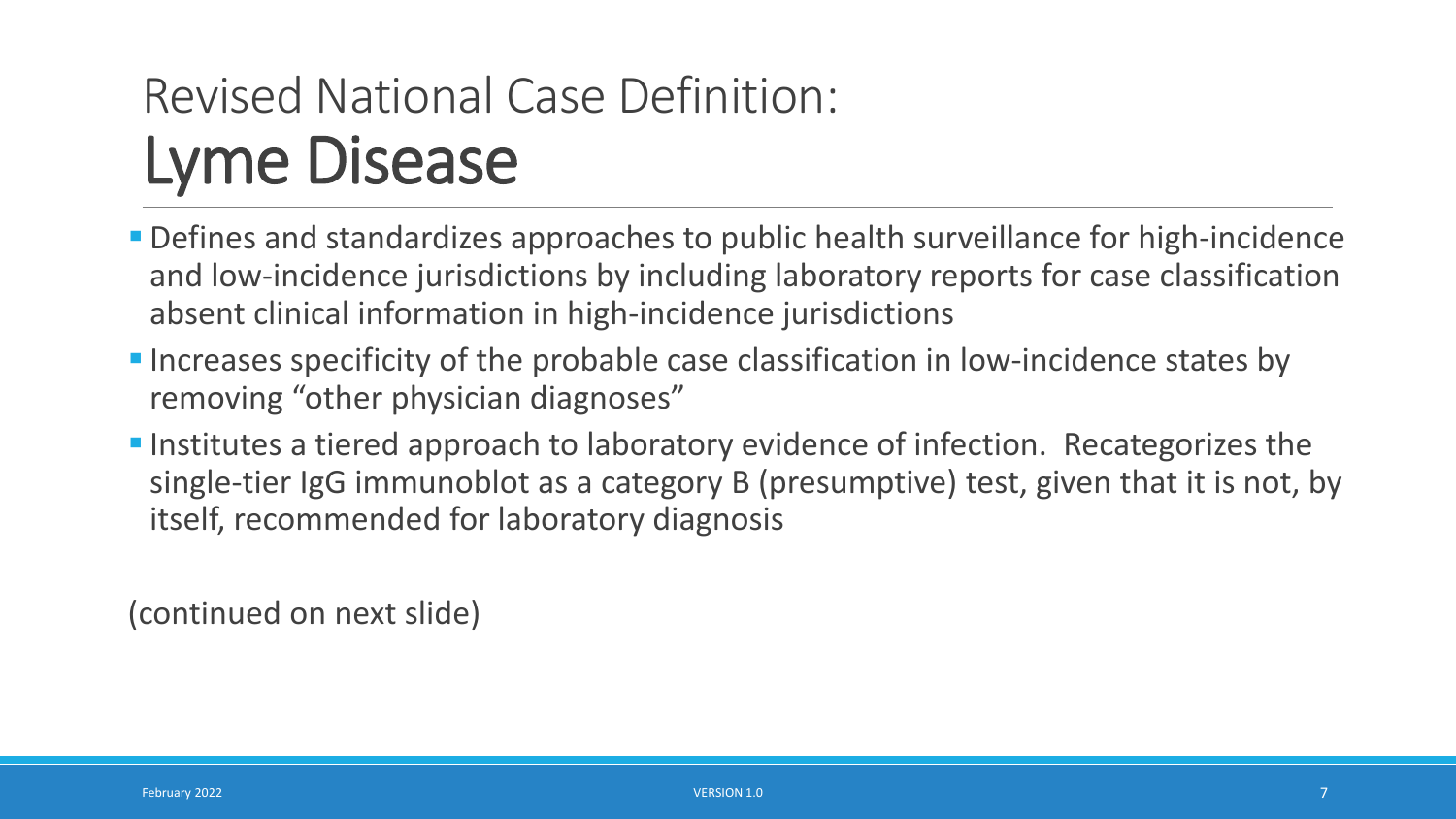# Revised National Case Definition: Lyme Disease

- Defines and standardizes approaches to public health surveillance for high-incidence and low-incidence jurisdictions by including laboratory reports for case classification absent clinical information in high-incidence jurisdictions
- Increases specificity of the probable case classification in low-incidence states by removing "other physician diagnoses"
- Institutes a tiered approach to laboratory evidence of infection. Recategorizes the single-tier IgG immunoblot as a category B (presumptive) test, given that it is not, by itself, recommended for laboratory diagnosis

(continued on next slide)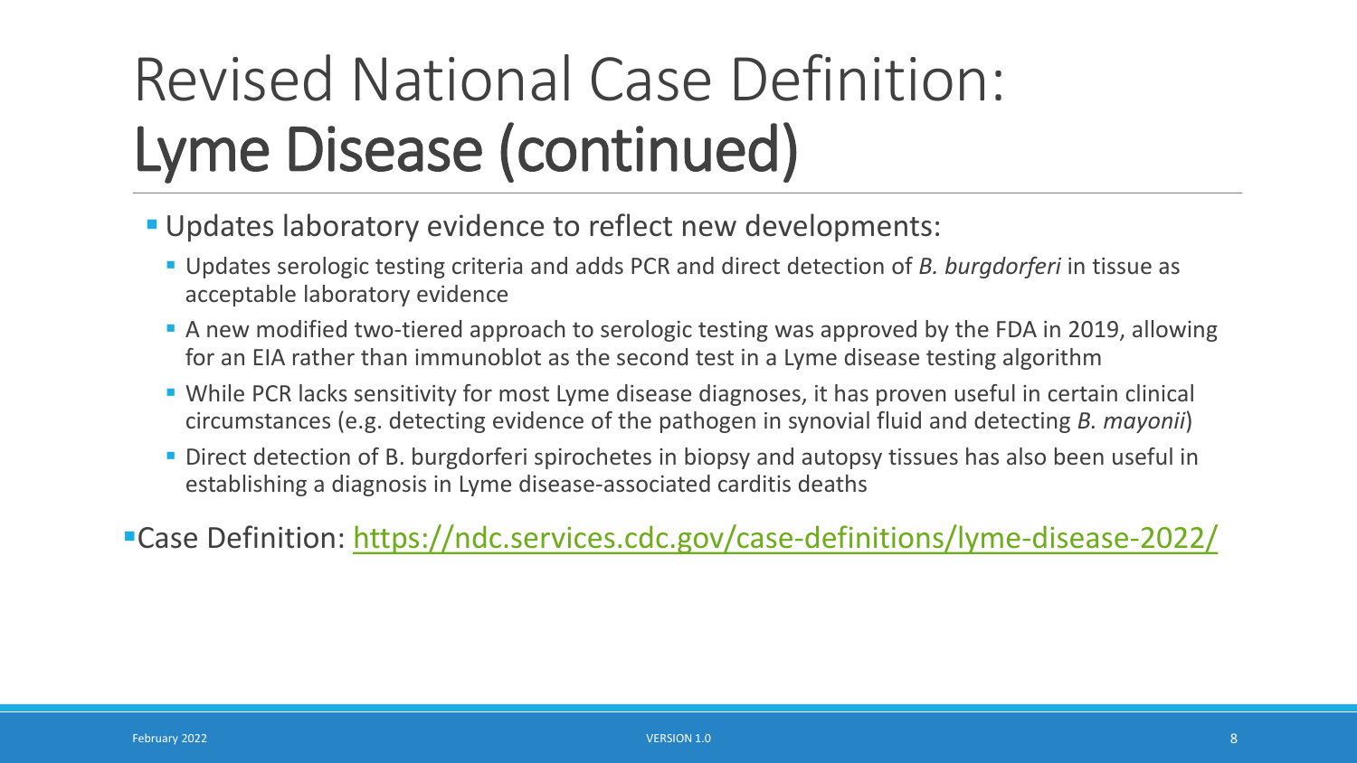# Revised National Case Definition: Lyme Disease (continued)

- Updates laboratory evidence to reflect new developments:
  - Updates serologic testing criteria and adds PCR and direct detection of *B. burgdorferi* in tissue as acceptable laboratory evidence
  - A new modified two-tiered approach to serologic testing was approved by the FDA in 2019, allowing for an EIA rather than immunoblot as the second test in a Lyme disease testing algorithm
  - While PCR lacks sensitivity for most Lyme disease diagnoses, it has proven useful in certain clinical circumstances (e.g. detecting evidence of the pathogen in synovial fluid and detecting *B. mayonii*)
  - Direct detection of B. burgdorferi spirochetes in biopsy and autopsy tissues has also been useful in establishing a diagnosis in Lyme disease-associated carditis deaths
- Case Definition: [https://ndc.services.cdc.gov/case-definitions/lyme-disease-2022/](https://ndc.services.cdc.gov/case-definitions/lyme-disease-2022/)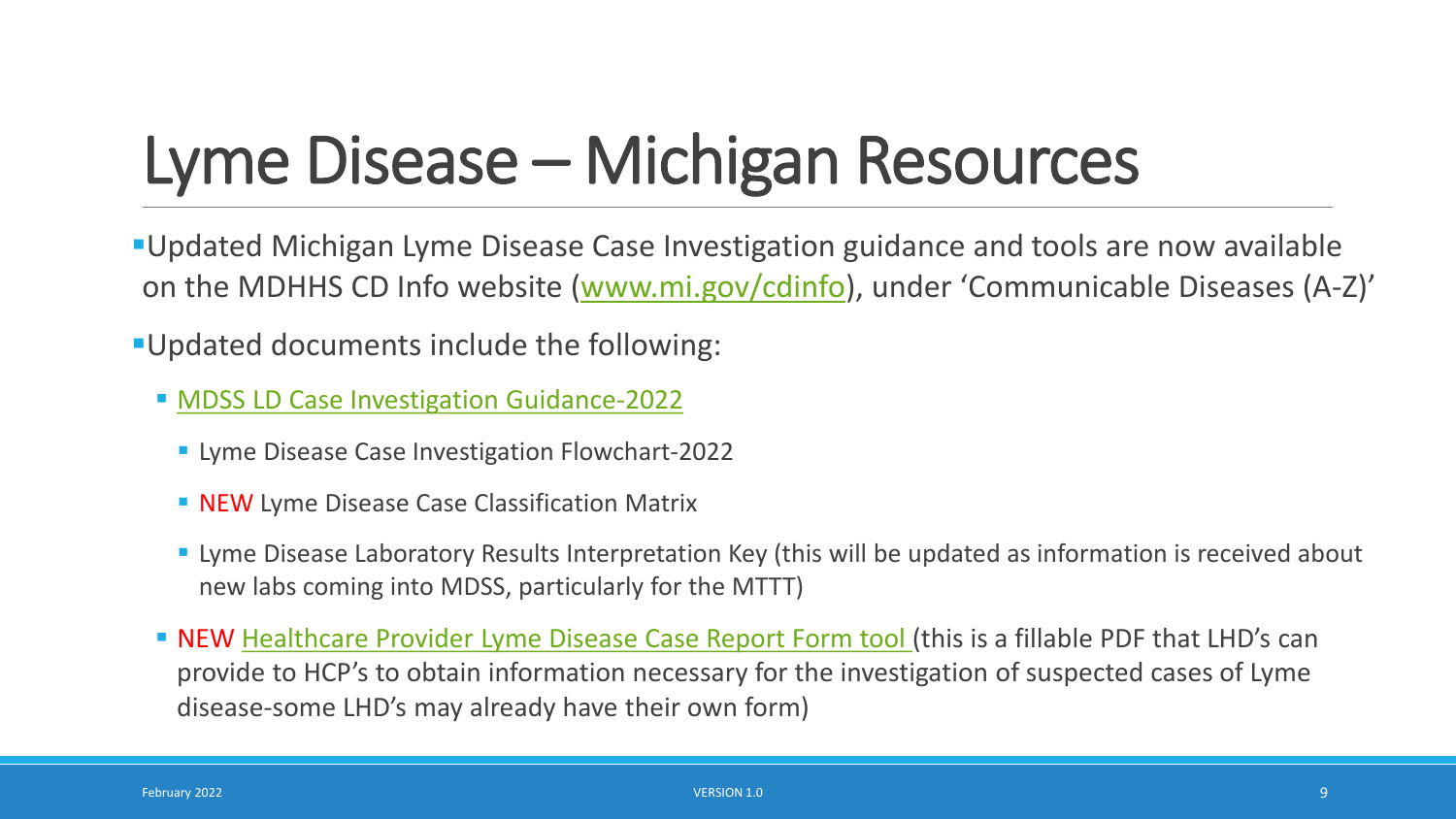# Lyme Disease – Michigan Resources

- Updated Michigan Lyme Disease Case Investigation guidance and tools are now available on the MDHHS CD Info website ([www.mi.gov/cdinfo](http://www.mi.gov/cdinfo)), under 'Communicable Diseases (A-Z)'
- Updated documents include the following:
  - MDSS LD Case Investigation Guidance-2022
    - Lyme Disease Case Investigation Flowchart-2022
    - NEW Lyme Disease Case Classification Matrix
    - Lyme Disease Laboratory Results Interpretation Key (this will be updated as information is received about new labs coming into MDSS, particularly for the MTTT)
  - NEW Healthcare Provider Lyme Disease Case Report Form tool (this is a fillable PDF that LHD's can provide to HCP's to obtain information necessary for the investigation of suspected cases of Lyme disease-some LHD's may already have their own form)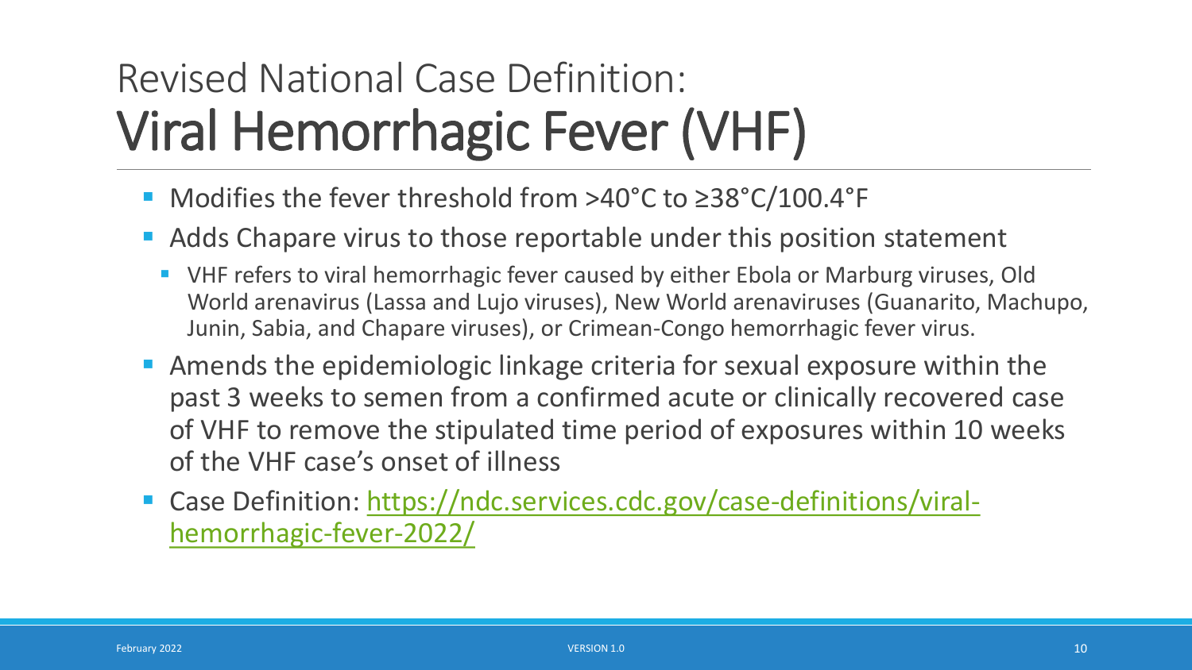# Revised National Case Definition: Viral Hemorrhagic Fever (VHF)

- Modifies the fever threshold from >40°C to ≥38°C/100.4°F
- Adds Chapare virus to those reportable under this position statement
  - VHF refers to viral hemorrhagic fever caused by either Ebola or Marburg viruses, Old World arenavirus (Lassa and Lujo viruses), New World arenaviruses (Guanarito, Machupo, Junin, Sabia, and Chapare viruses), or Crimean-Congo hemorrhagic fever virus.
- Amends the epidemiologic linkage criteria for sexual exposure within the past 3 weeks to semen from a confirmed acute or clinically recovered case of VHF to remove the stipulated time period of exposures within 10 weeks of the VHF case's onset of illness
- Case Definition: https://ndc.services.cdc.gov/case-definitions/viral-hemorrhagic-fever-2022/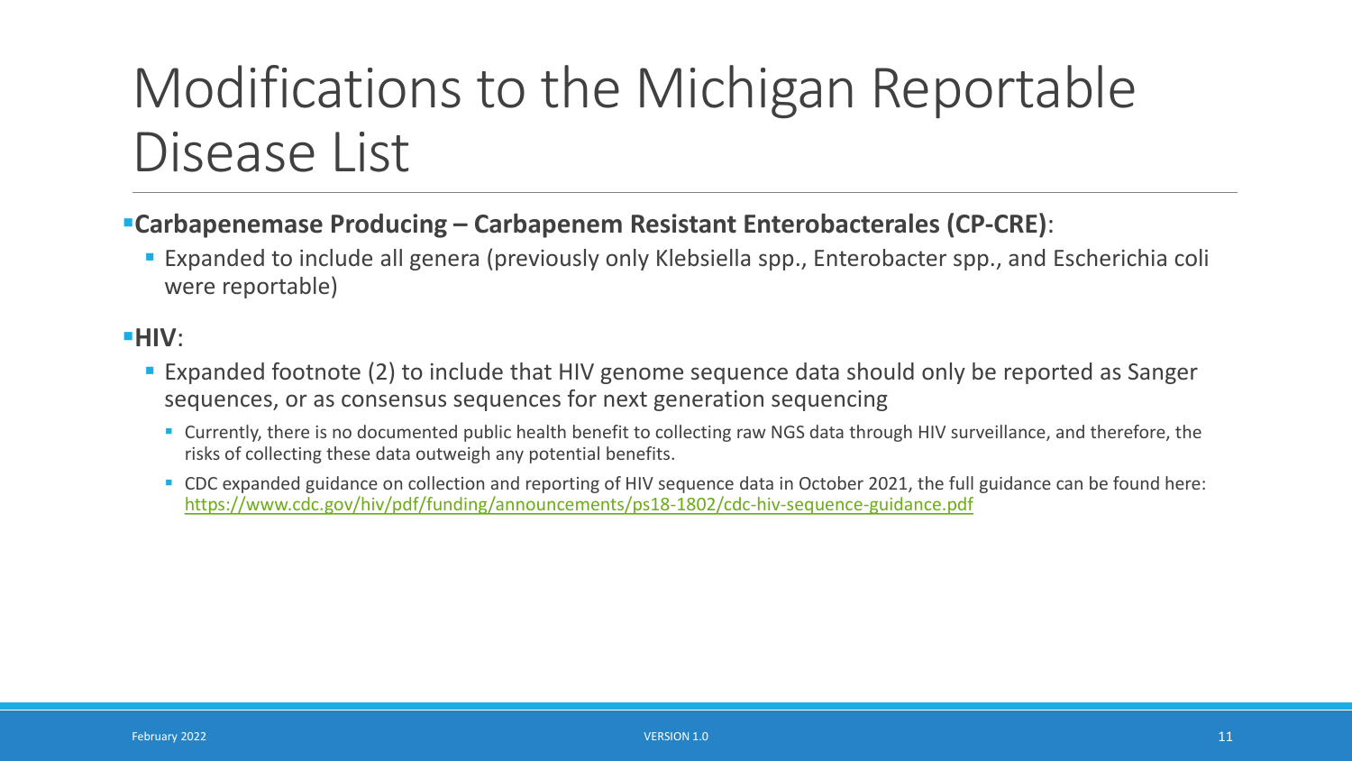# Modifications to the Michigan Reportable Disease List

- **Carbapenemase Producing – Carbapenem Resistant Enterobacterales (CP-CRE)**:
  - Expanded to include all genera (previously only Klebsiella spp., Enterobacter spp., and Escherichia coli were reportable)

- **HIV**:
  - Expanded footnote (2) to include that HIV genome sequence data should only be reported as Sanger sequences, or as consensus sequences for next generation sequencing
    - Currently, there is no documented public health benefit to collecting raw NGS data through HIV surveillance, and therefore, the risks of collecting these data outweigh any potential benefits.
    - CDC expanded guidance on collection and reporting of HIV sequence data in October 2021, the full guidance can be found here: https://www.cdc.gov/hiv/pdf/funding/announcements/ps18-1802/cdc-hiv-sequence-guidance.pdf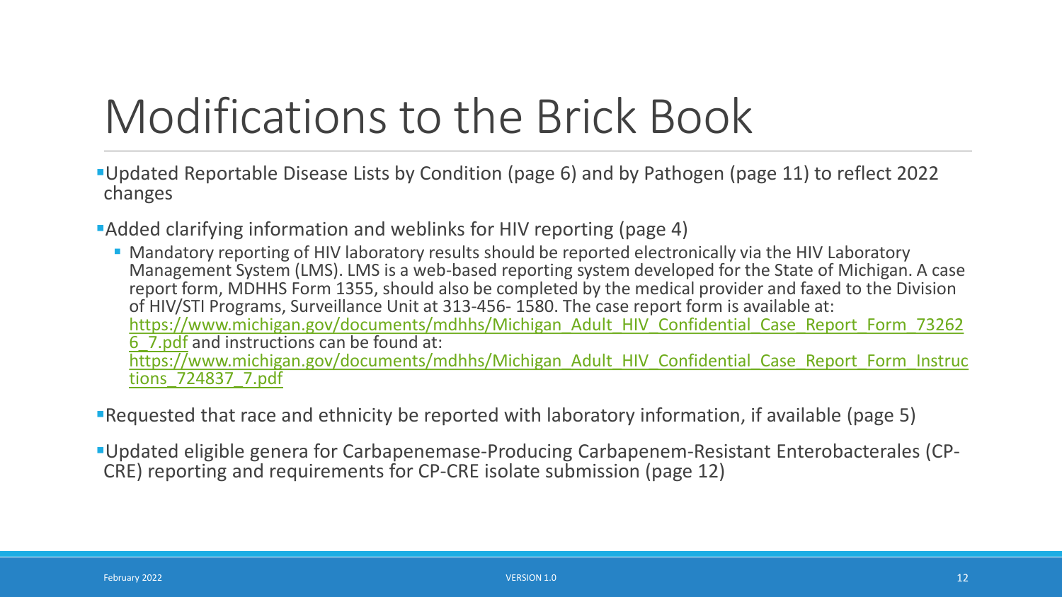# Modifications to the Brick Book

- Updated Reportable Disease Lists by Condition (page 6) and by Pathogen (page 11) to reflect 2022 changes
- Added clarifying information and weblinks for HIV reporting (page 4)
  - Mandatory reporting of HIV laboratory results should be reported electronically via the HIV Laboratory Management System (LMS). LMS is a web-based reporting system developed for the State of Michigan. A case report form, MDHHS Form 1355, should also be completed by the medical provider and faxed to the Division of HIV/STI Programs, Surveillance Unit at 313-456- 1580. The case report form is available at: https://www.michigan.gov/documents/mdhhs/Michigan_Adult_HIV_Confidential_Case_Report_Form_732626_7.pdf and instructions can be found at: https://www.michigan.gov/documents/mdhhs/Michigan_Adult_HIV_Confidential_Case_Report_Form_Instructions_724837_7.pdf
- Requested that race and ethnicity be reported with laboratory information, if available (page 5)
- Updated eligible genera for Carbapenemase-Producing Carbapenem-Resistant Enterobacterales (CP-CRE) reporting and requirements for CP-CRE isolate submission (page 12)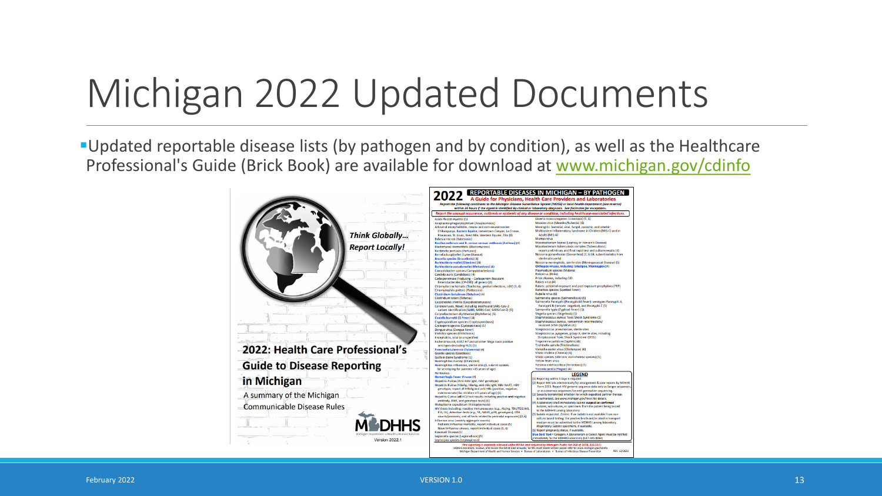# Michigan 2022 Updated Documents

- Updated reportable disease lists (by pathogen and by condition), as well as the Healthcare Professional's Guide (Brick Book) are available for download at [www.michigan.gov/cdinfo](http://www.michigan.gov/cdinfo)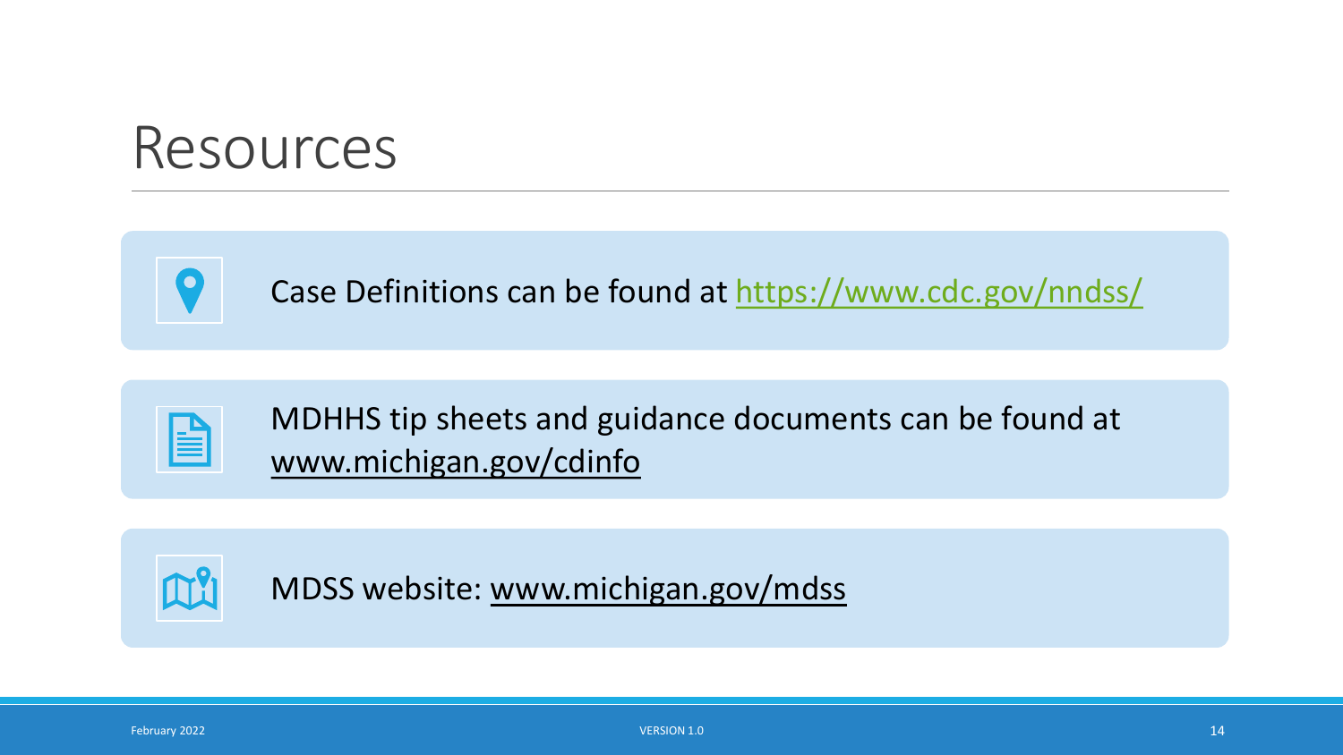# Resources

- Case Definitions can be found at https://www.cdc.gov/nndss/
- MDHHS tip sheets and guidance documents can be found at www.michigan.gov/cdinfo
- MDSS website: www.michigan.gov/mdss